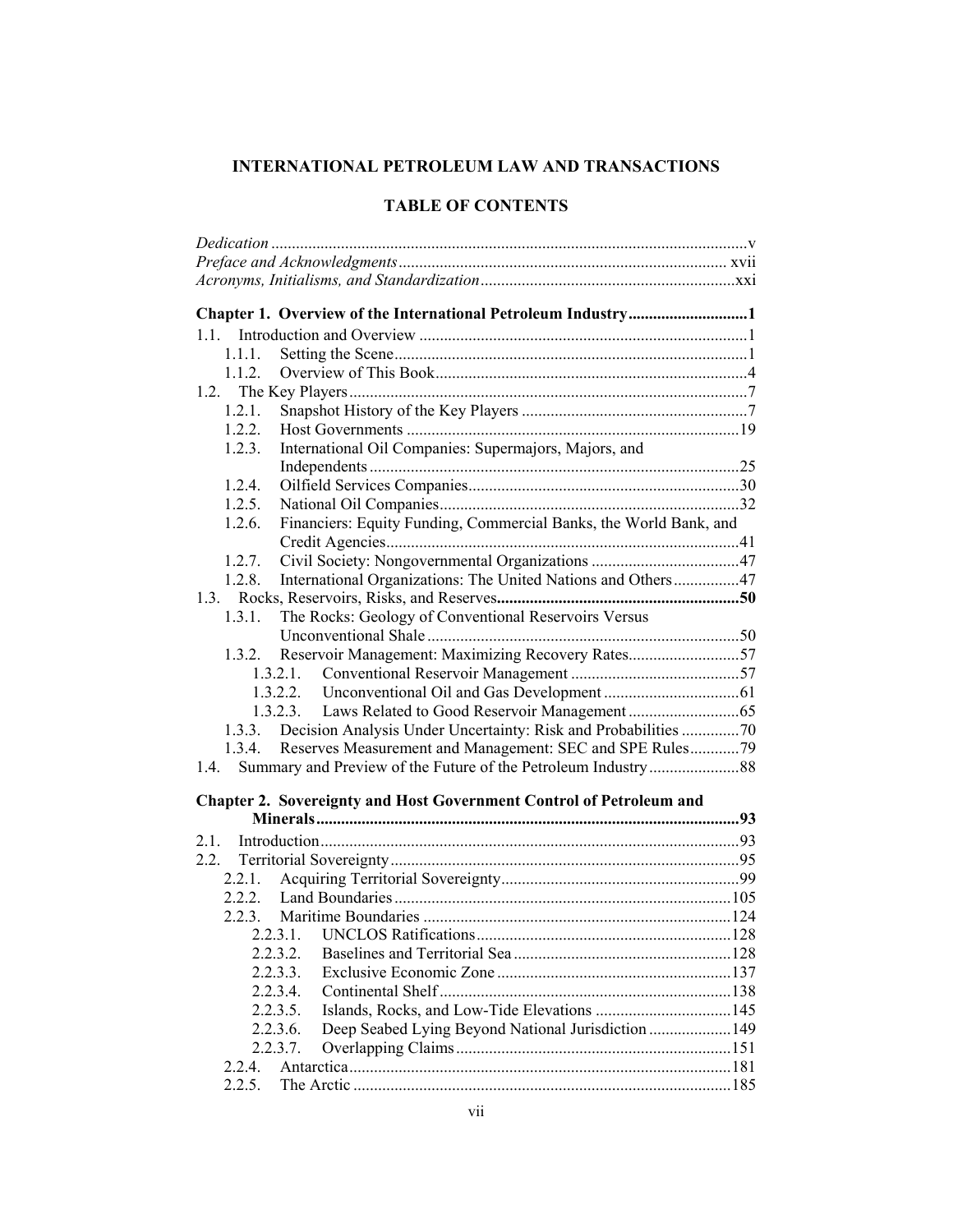# INTERNATIONAL PETROLEUM LAW AND TRANSACTIONS

## TABLE OF CONTENTS

*Dedication* .................................................................................................................v
*Preface and Acknowledgments* ............................................................................... xvii
*Acronyms, Initialisms, and Standardization* .............................................................xxi

**Chapter 1. Overview of the International Petroleum Industry............................1**

1.1. Introduction and Overview ...............................................................................1
- 1.1.1. Setting the Scene.....................................................................................1
- 1.1.2. Overview of This Book............................................................................4

1.2. The Key Players................................................................................................7
- 1.2.1. Snapshot History of the Key Players .......................................................7
- 1.2.2. Host Governments .................................................................................19
- 1.2.3. International Oil Companies: Supermajors, Majors, and Independents..........................................................................................25
- 1.2.4. Oilfield Services Companies..................................................................30
- 1.2.5. National Oil Companies.........................................................................32
- 1.2.6. Financiers: Equity Funding, Commercial Banks, the World Bank, and Credit Agencies.....................................................................................41
- 1.2.7. Civil Society: Nongovernmental Organizations ....................................47
- 1.2.8. International Organizations: The United Nations and Others................47

1.3. Rocks, Reservoirs, Risks, and Reserves**...........................................................50**
- 1.3.1. The Rocks: Geology of Conventional Reservoirs Versus Unconventional Shale............................................................................50
- 1.3.2. Reservoir Management: Maximizing Recovery Rates...........................57
  - 1.3.2.1. Conventional Reservoir Management .........................................57
  - 1.3.2.2. Unconventional Oil and Gas Development .................................61
  - 1.3.2.3. Laws Related to Good Reservoir Management ...........................65
- 1.3.3. Decision Analysis Under Uncertainty: Risk and Probabilities ..............70
- 1.3.4. Reserves Measurement and Management: SEC and SPE Rules............79

1.4. Summary and Preview of the Future of the Petroleum Industry......................88

**Chapter 2. Sovereignty and Host Government Control of Petroleum and Minerals.......................................................................................................93**

2.1. Introduction.....................................................................................................93

2.2. Territorial Sovereignty....................................................................................95
- 2.2.1. Acquiring Territorial Sovereignty..........................................................99
- 2.2.2. Land Boundaries.................................................................................105
- 2.2.3. Maritime Boundaries ...........................................................................124
  - 2.2.3.1. UNCLOS Ratifications..............................................................128
  - 2.2.3.2. Baselines and Territorial Sea.....................................................128
  - 2.2.3.3. Exclusive Economic Zone .........................................................137
  - 2.2.3.4. Continental Shelf.......................................................................138
  - 2.2.3.5. Islands, Rocks, and Low-Tide Elevations .................................145
  - 2.2.3.6. Deep Seabed Lying Beyond National Jurisdiction ....................149
  - 2.2.3.7. Overlapping Claims...................................................................151
- 2.2.4. Antarctica............................................................................................181
- 2.2.5. The Arctic ...........................................................................................185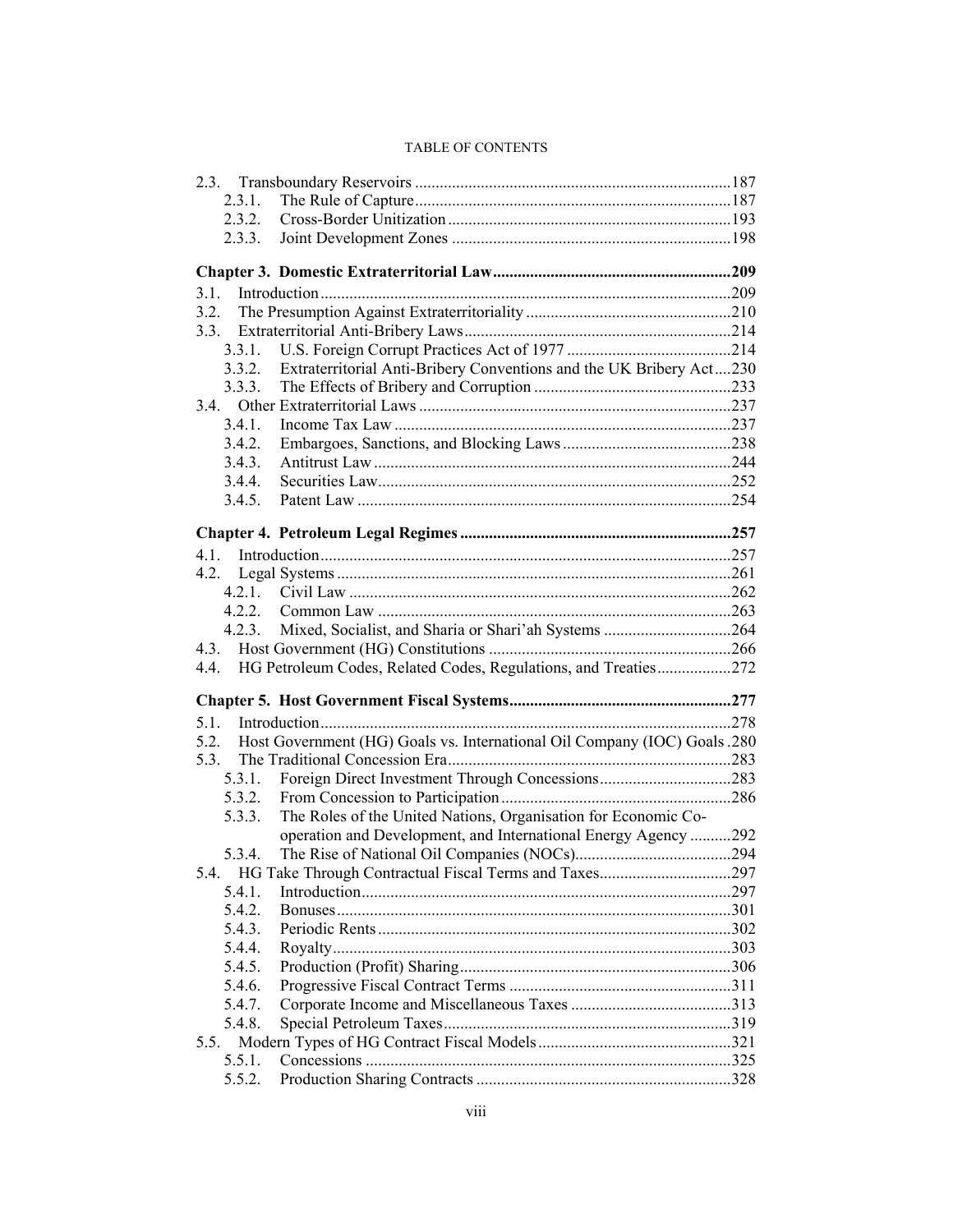2.3. Transboundary Reservoirs ............................................................................187
 2.3.1. The Rule of Capture............................................................................187
 2.3.2. Cross-Border Unitization....................................................................193
 2.3.3. Joint Development Zones ...................................................................198

**Chapter 3. Domestic Extraterritorial Law..........................................................209**

3.1. Introduction...................................................................................................209
3.2. The Presumption Against Extraterritoriality .................................................210
3.3. Extraterritorial Anti-Bribery Laws................................................................214
 3.3.1. U.S. Foreign Corrupt Practices Act of 1977 ........................................214
 3.3.2. Extraterritorial Anti-Bribery Conventions and the UK Bribery Act....230
 3.3.3. The Effects of Bribery and Corruption ................................................233
3.4. Other Extraterritorial Laws ...........................................................................237
 3.4.1. Income Tax Law .................................................................................237
 3.4.2. Embargoes, Sanctions, and Blocking Laws .........................................238
 3.4.3. Antitrust Law ......................................................................................244
 3.4.4. Securities Law.....................................................................................252
 3.4.5. Patent Law ..........................................................................................254

**Chapter 4. Petroleum Legal Regimes .................................................................257**

4.1. Introduction...................................................................................................257
4.2. Legal Systems...............................................................................................261
 4.2.1. Civil Law ............................................................................................262
 4.2.2. Common Law .....................................................................................263
 4.2.3. Mixed, Socialist, and Sharia or Shari'ah Systems ...............................264
4.3. Host Government (HG) Constitutions ...........................................................266
4.4. HG Petroleum Codes, Related Codes, Regulations, and Treaties..................272

**Chapter 5. Host Government Fiscal Systems.....................................................277**

5.1. Introduction...................................................................................................278
5.2. Host Government (HG) Goals vs. International Oil Company (IOC) Goals .280
5.3. The Traditional Concession Era....................................................................283
 5.3.1. Foreign Direct Investment Through Concessions................................283
 5.3.2. From Concession to Participation........................................................286
 5.3.3. The Roles of the United Nations, Organisation for Economic Co-operation and Development, and International Energy Agency ..........292
 5.3.4. The Rise of National Oil Companies (NOCs)......................................294
5.4. HG Take Through Contractual Fiscal Terms and Taxes................................297
 5.4.1. Introduction.........................................................................................297
 5.4.2. Bonuses...............................................................................................301
 5.4.3. Periodic Rents .....................................................................................302
 5.4.4. Royalty................................................................................................303
 5.4.5. Production (Profit) Sharing.................................................................306
 5.4.6. Progressive Fiscal Contract Terms ......................................................311
 5.4.7. Corporate Income and Miscellaneous Taxes .......................................313
 5.4.8. Special Petroleum Taxes.....................................................................319
5.5. Modern Types of HG Contract Fiscal Models...............................................321
 5.5.1. Concessions ........................................................................................325
 5.5.2. Production Sharing Contracts .............................................................328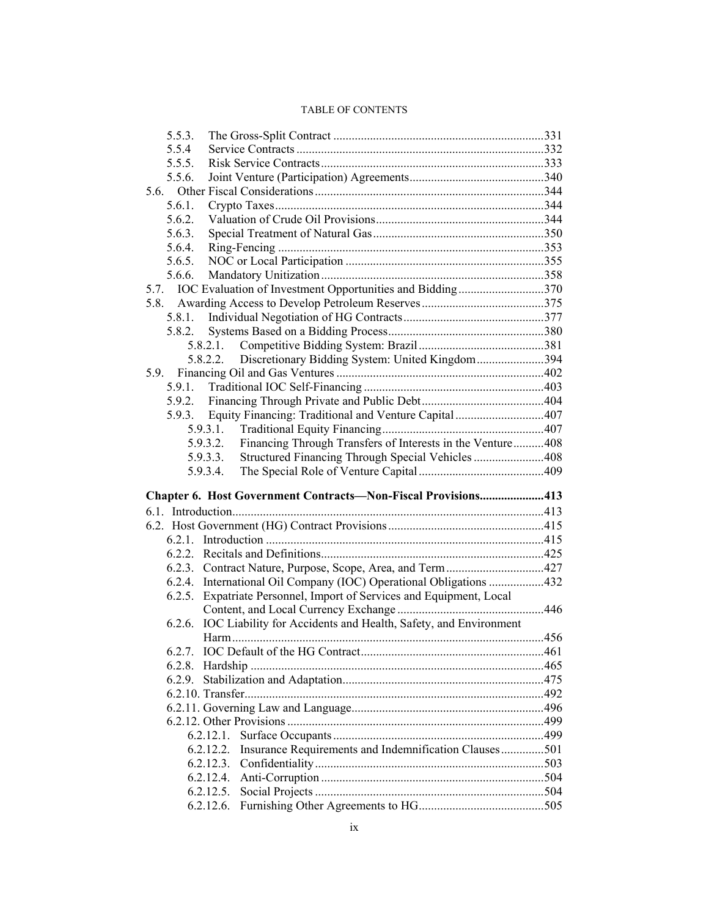5.5.3. The Gross-Split Contract ....................................................................331
5.5.4 Service Contracts ................................................................................332
5.5.5. Risk Service Contracts ........................................................................333
5.5.6. Joint Venture (Participation) Agreements ...........................................340
5.6. Other Fiscal Considerations ...........................................................................344
5.6.1. Crypto Taxes .......................................................................................344
5.6.2. Valuation of Crude Oil Provisions .......................................................344
5.6.3. Special Treatment of Natural Gas ........................................................350
5.6.4. Ring-Fencing ......................................................................................353
5.6.5. NOC or Local Participation ................................................................355
5.6.6. Mandatory Unitization ........................................................................358
5.7. IOC Evaluation of Investment Opportunities and Bidding ............................370
5.8. Awarding Access to Develop Petroleum Reserves ........................................375
5.8.1. Individual Negotiation of HG Contracts ..............................................377
5.8.2. Systems Based on a Bidding Process ...................................................380
5.8.2.1. Competitive Bidding System: Brazil .........................................381
5.8.2.2. Discretionary Bidding System: United Kingdom ......................394
5.9. Financing Oil and Gas Ventures ....................................................................402
5.9.1. Traditional IOC Self-Financing ...........................................................403
5.9.2. Financing Through Private and Public Debt ........................................404
5.9.3. Equity Financing: Traditional and Venture Capital .............................407
5.9.3.1. Traditional Equity Financing ....................................................407
5.9.3.2. Financing Through Transfers of Interests in the Venture ..........408
5.9.3.3. Structured Financing Through Special Vehicles .......................408
5.9.3.4. The Special Role of Venture Capital .........................................409

**Chapter 6. Host Government Contracts—Non-Fiscal Provisions.....................413**

6.1. Introduction ....................................................................................................413
6.2. Host Government (HG) Contract Provisions ..................................................415
6.2.1. Introduction ..........................................................................................415
6.2.2. Recitals and Definitions ........................................................................425
6.2.3. Contract Nature, Purpose, Scope, Area, and Term ................................427
6.2.4. International Oil Company (IOC) Operational Obligations ..................432
6.2.5. Expatriate Personnel, Import of Services and Equipment, Local Content, and Local Currency Exchange ................................................446
6.2.6. IOC Liability for Accidents and Health, Safety, and Environment Harm .....................................................................................................456
6.2.7. IOC Default of the HG Contract ............................................................461
6.2.8. Hardship ...............................................................................................465
6.2.9. Stabilization and Adaptation .................................................................475
6.2.10. Transfer .................................................................................................492
6.2.11. Governing Law and Language ...............................................................496
6.2.12. Other Provisions ...................................................................................499
6.2.12.1. Surface Occupants ....................................................................499
6.2.12.2. Insurance Requirements and Indemnification Clauses ..............501
6.2.12.3. Confidentiality ..........................................................................503
6.2.12.4. Anti-Corruption ........................................................................504
6.2.12.5. Social Projects ..........................................................................504
6.2.12.6. Furnishing Other Agreements to HG .........................................505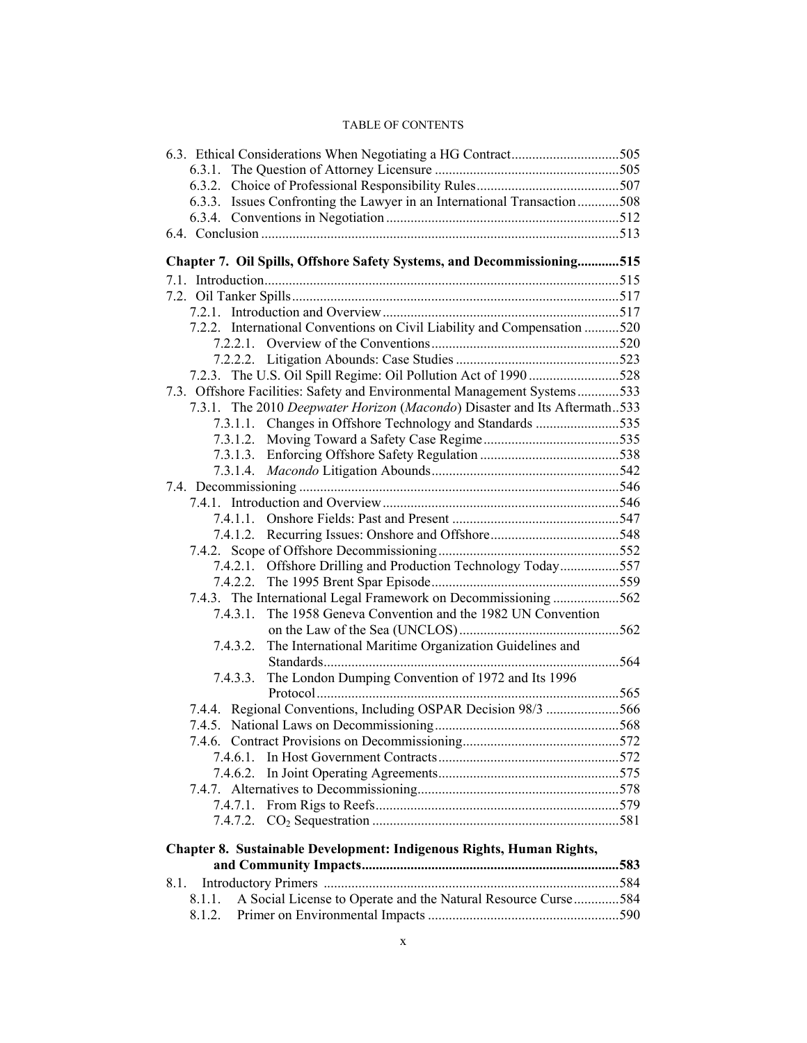6.3. Ethical Considerations When Negotiating a HG Contract ..............................505
- 6.3.1. The Question of Attorney Licensure ....................................................505
- 6.3.2. Choice of Professional Responsibility Rules ........................................507
- 6.3.3. Issues Confronting the Lawyer in an International Transaction ............508
- 6.3.4. Conventions in Negotiation ..................................................................512

6.4. Conclusion ......................................................................................................513

**Chapter 7. Oil Spills, Offshore Safety Systems, and Decommissioning............515**

7.1. Introduction.....................................................................................................515

7.2. Oil Tanker Spills.............................................................................................517
- 7.2.1. Introduction and Overview ...................................................................517
- 7.2.2. International Conventions on Civil Liability and Compensation ..........520
  - 7.2.2.1. Overview of the Conventions.....................................................520
  - 7.2.2.2. Litigation Abounds: Case Studies ..............................................523
- 7.2.3. The U.S. Oil Spill Regime: Oil Pollution Act of 1990 ..........................528

7.3. Offshore Facilities: Safety and Environmental Management Systems ............533
- 7.3.1. The 2010 *Deepwater Horizon* (*Macondo*) Disaster and Its Aftermath..533
  - 7.3.1.1. Changes in Offshore Technology and Standards ........................535
  - 7.3.1.2. Moving Toward a Safety Case Regime.......................................535
  - 7.3.1.3. Enforcing Offshore Safety Regulation ........................................538
  - 7.3.1.4. *Macondo* Litigation Abounds.....................................................542

7.4. Decommissioning ...........................................................................................546
- 7.4.1. Introduction and Overview ...................................................................546
  - 7.4.1.1. Onshore Fields: Past and Present ................................................547
  - 7.4.1.2. Recurring Issues: Onshore and Offshore.....................................548
- 7.4.2. Scope of Offshore Decommissioning....................................................552
  - 7.4.2.1. Offshore Drilling and Production Technology Today.................557
  - 7.4.2.2. The 1995 Brent Spar Episode......................................................559
- 7.4.3. The International Legal Framework on Decommissioning ...................562
  - 7.4.3.1. The 1958 Geneva Convention and the 1982 UN Convention on the Law of the Sea (UNCLOS)..............................................562
  - 7.4.3.2. The International Maritime Organization Guidelines and Standards.....................................................................................564
  - 7.4.3.3. The London Dumping Convention of 1972 and Its 1996 Protocol.......................................................................................565
- 7.4.4. Regional Conventions, Including OSPAR Decision 98/3 .....................566
- 7.4.5. National Laws on Decommissioning....................................................568
- 7.4.6. Contract Provisions on Decommissioning............................................572
  - 7.4.6.1. In Host Government Contracts...................................................572
  - 7.4.6.2. In Joint Operating Agreements...................................................575
- 7.4.7. Alternatives to Decommissioning.........................................................578
  - 7.4.7.1. From Rigs to Reefs......................................................................579
  - 7.4.7.2. $CO_2$ Sequestration .......................................................................581

**Chapter 8. Sustainable Development: Indigenous Rights, Human Rights, and Community Impacts..........................................................................583**

8.1. Introductory Primers .....................................................................................584
- 8.1.1. A Social License to Operate and the Natural Resource Curse .............584
- 8.1.2. Primer on Environmental Impacts .......................................................590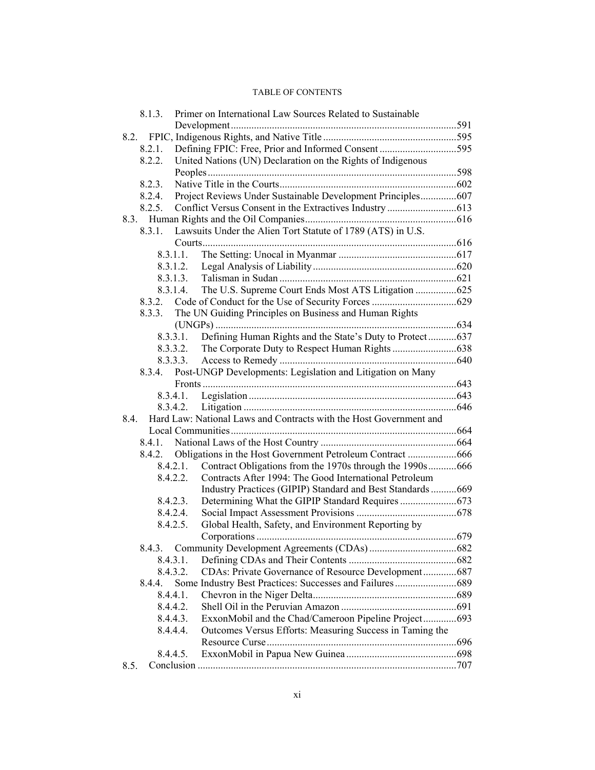8.1.3. Primer on International Law Sources Related to Sustainable Development ....... 591

8.2. FPIC, Indigenous Rights, and Native Title ....... 595

8.2.1. Defining FPIC: Free, Prior and Informed Consent ....... 595

8.2.2. United Nations (UN) Declaration on the Rights of Indigenous Peoples ....... 598

8.2.3. Native Title in the Courts ....... 602

8.2.4. Project Reviews Under Sustainable Development Principles ....... 607

8.2.5. Conflict Versus Consent in the Extractives Industry ....... 613

8.3. Human Rights and the Oil Companies ....... 616

8.3.1. Lawsuits Under the Alien Tort Statute of 1789 (ATS) in U.S. Courts ....... 616

8.3.1.1. The Setting: Unocal in Myanmar ....... 617

8.3.1.2. Legal Analysis of Liability ....... 620

8.3.1.3. Talisman in Sudan ....... 621

8.3.1.4. The U.S. Supreme Court Ends Most ATS Litigation ....... 625

8.3.2. Code of Conduct for the Use of Security Forces ....... 629

8.3.3. The UN Guiding Principles on Business and Human Rights (UNGPs) ....... 634

8.3.3.1. Defining Human Rights and the State's Duty to Protect ....... 637

8.3.3.2. The Corporate Duty to Respect Human Rights ....... 638

8.3.3.3. Access to Remedy ....... 640

8.3.4. Post-UNGP Developments: Legislation and Litigation on Many Fronts ....... 643

8.3.4.1. Legislation ....... 643

8.3.4.2. Litigation ....... 646

8.4. Hard Law: National Laws and Contracts with the Host Government and Local Communities ....... 664

8.4.1. National Laws of the Host Country ....... 664

8.4.2. Obligations in the Host Government Petroleum Contract ....... 666

8.4.2.1. Contract Obligations from the 1970s through the 1990s ....... 666

8.4.2.2. Contracts After 1994: The Good International Petroleum Industry Practices (GIPIP) Standard and Best Standards ....... 669

8.4.2.3. Determining What the GIPIP Standard Requires ....... 673

8.4.2.4. Social Impact Assessment Provisions ....... 678

8.4.2.5. Global Health, Safety, and Environment Reporting by Corporations ....... 679

8.4.3. Community Development Agreements (CDAs) ....... 682

8.4.3.1. Defining CDAs and Their Contents ....... 682

8.4.3.2. CDAs: Private Governance of Resource Development ....... 687

8.4.4. Some Industry Best Practices: Successes and Failures ....... 689

8.4.4.1. Chevron in the Niger Delta ....... 689

8.4.4.2. Shell Oil in the Peruvian Amazon ....... 691

8.4.4.3. ExxonMobil and the Chad/Cameroon Pipeline Project ....... 693

8.4.4.4. Outcomes Versus Efforts: Measuring Success in Taming the Resource Curse ....... 696

8.4.4.5. ExxonMobil in Papua New Guinea ....... 698

8.5. Conclusion ....... 707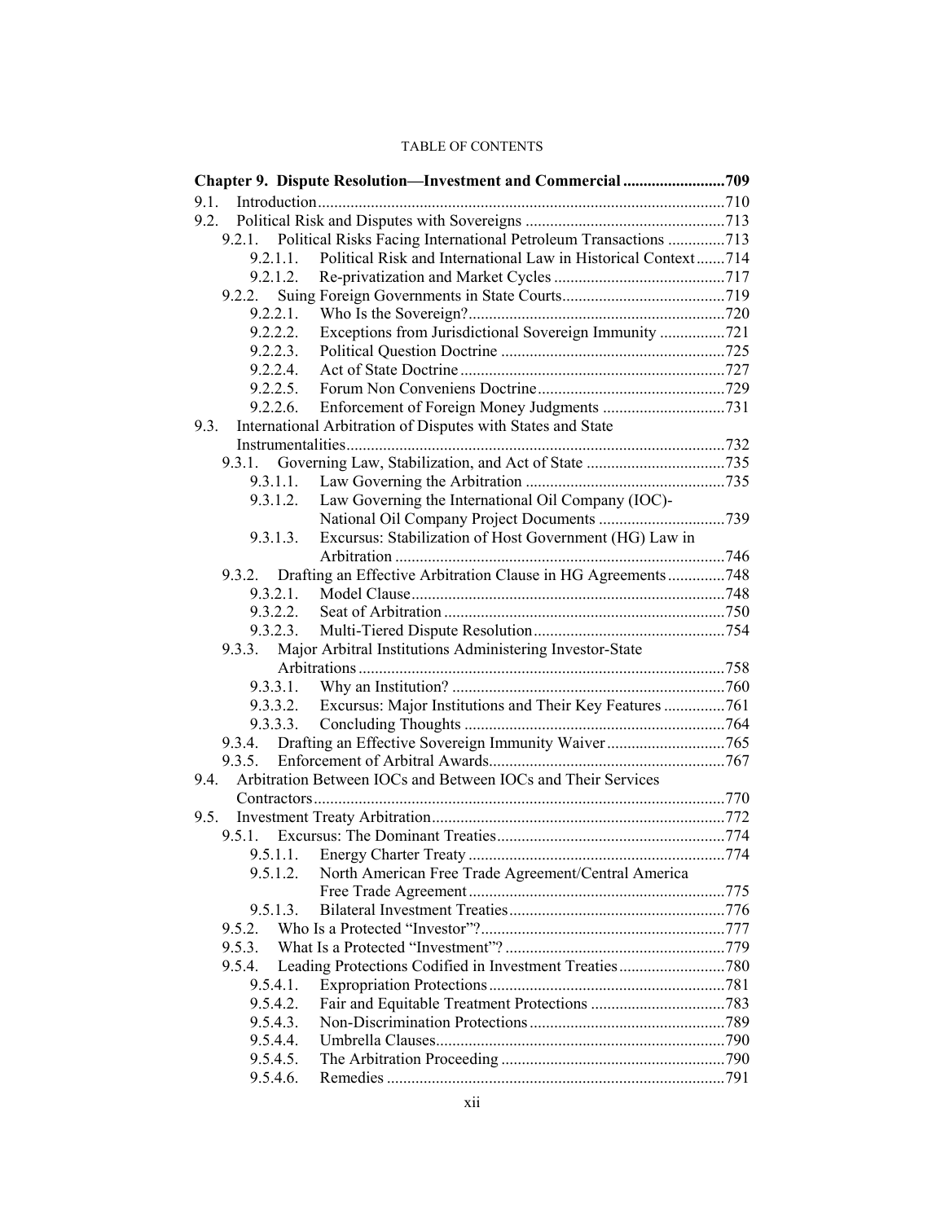TABLE OF CONTENTS

**Chapter 9. Dispute Resolution—Investment and Commercial ......................... 709**

9.1. Introduction ........................................................................................ 710

9.2. Political Risk and Disputes with Sovereigns ................................................ 713

- 9.2.1. Political Risks Facing International Petroleum Transactions .............. 713
  - 9.2.1.1. Political Risk and International Law in Historical Context ....... 714
  - 9.2.1.2. Re-privatization and Market Cycles .......................................... 717
- 9.2.2. Suing Foreign Governments in State Courts ........................................ 719
  - 9.2.2.1. Who Is the Sovereign? .............................................................. 720
  - 9.2.2.2. Exceptions from Jurisdictional Sovereign Immunity ................ 721
  - 9.2.2.3. Political Question Doctrine ....................................................... 725
  - 9.2.2.4. Act of State Doctrine ................................................................. 727
  - 9.2.2.5. Forum Non Conveniens Doctrine .............................................. 729
  - 9.2.2.6. Enforcement of Foreign Money Judgments .............................. 731

9.3. International Arbitration of Disputes with States and State Instrumentalities ............................................................................................. 732

- 9.3.1. Governing Law, Stabilization, and Act of State .................................. 735
  - 9.3.1.1. Law Governing the Arbitration ................................................. 735
  - 9.3.1.2. Law Governing the International Oil Company (IOC)-National Oil Company Project Documents ............................... 739
  - 9.3.1.3. Excursus: Stabilization of Host Government (HG) Law in Arbitration ................................................................................ 746
- 9.3.2. Drafting an Effective Arbitration Clause in HG Agreements .............. 748
  - 9.3.2.1. Model Clause ............................................................................ 748
  - 9.3.2.2. Seat of Arbitration .................................................................... 750
  - 9.3.2.3. Multi-Tiered Dispute Resolution ............................................... 754
- 9.3.3. Major Arbitral Institutions Administering Investor-State Arbitrations .......................................................................................... 758
  - 9.3.3.1. Why an Institution? .................................................................. 760
  - 9.3.3.2. Excursus: Major Institutions and Their Key Features ............... 761
  - 9.3.3.3. Concluding Thoughts ................................................................ 764
- 9.3.4. Drafting an Effective Sovereign Immunity Waiver ............................. 765
- 9.3.5. Enforcement of Arbitral Awards .......................................................... 767

9.4. Arbitration Between IOCs and Between IOCs and Their Services Contractors .................................................................................................... 770

9.5. Investment Treaty Arbitration ....................................................................... 772

- 9.5.1. Excursus: The Dominant Treaties ........................................................ 774
  - 9.5.1.1. Energy Charter Treaty ............................................................... 774
  - 9.5.1.2. North American Free Trade Agreement/Central America Free Trade Agreement .............................................................. 775
  - 9.5.1.3. Bilateral Investment Treaties ..................................................... 776
- 9.5.2. Who Is a Protected "Investor"? ............................................................ 777
- 9.5.3. What Is a Protected "Investment"? ...................................................... 779
- 9.5.4. Leading Protections Codified in Investment Treaties .......................... 780
  - 9.5.4.1. Expropriation Protections .......................................................... 781
  - 9.5.4.2. Fair and Equitable Treatment Protections ................................. 783
  - 9.5.4.3. Non-Discrimination Protections ................................................ 789
  - 9.5.4.4. Umbrella Clauses ....................................................................... 790
  - 9.5.4.5. The Arbitration Proceeding ....................................................... 790
  - 9.5.4.6. Remedies ................................................................................... 791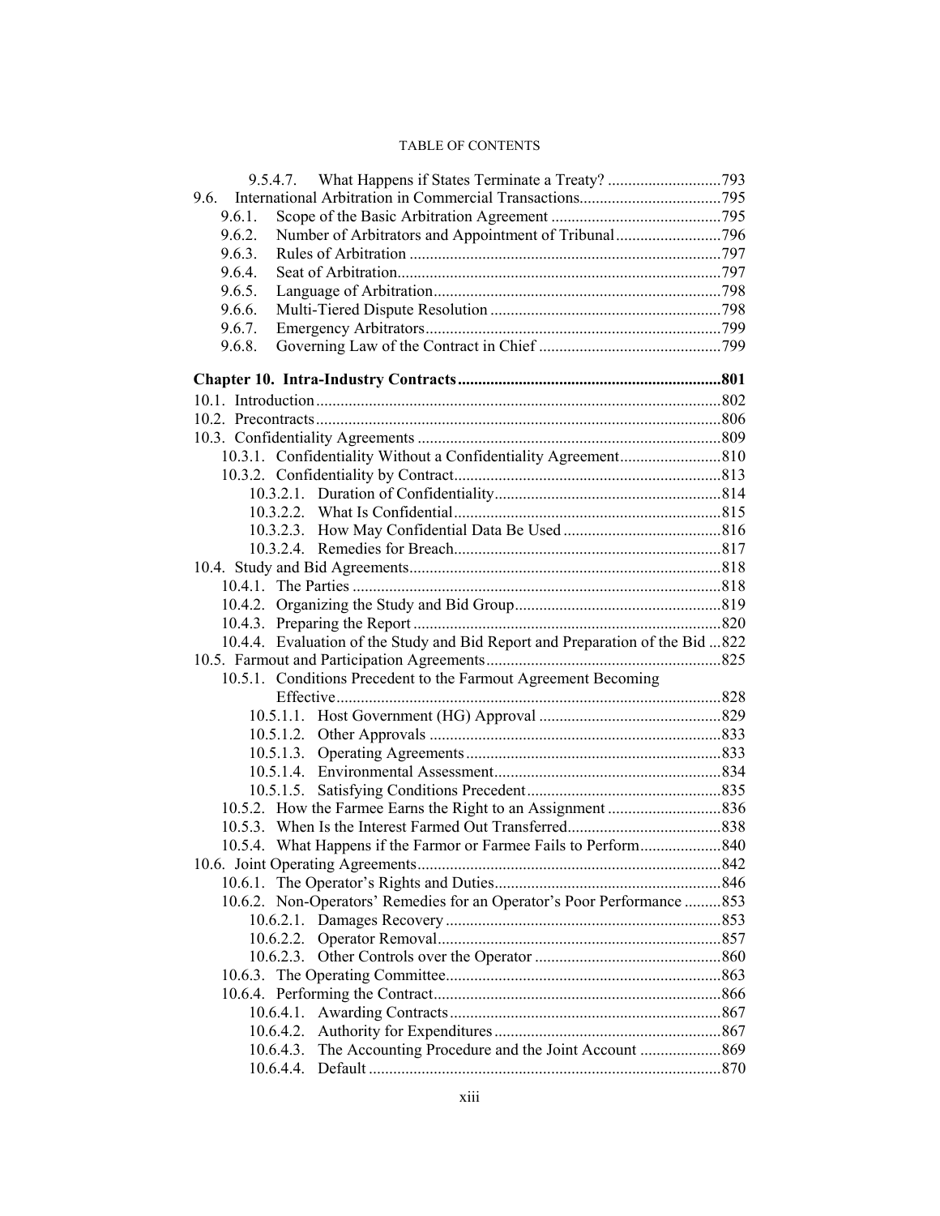9.5.4.7. What Happens if States Terminate a Treaty? ....793

9.6. International Arbitration in Commercial Transactions....795

9.6.1. Scope of the Basic Arbitration Agreement ....795

9.6.2. Number of Arbitrators and Appointment of Tribunal....796

9.6.3. Rules of Arbitration ....797

9.6.4. Seat of Arbitration....797

9.6.5. Language of Arbitration....798

9.6.6. Multi-Tiered Dispute Resolution ....798

9.6.7. Emergency Arbitrators....799

9.6.8. Governing Law of the Contract in Chief ....799

**Chapter 10. Intra-Industry Contracts....801**

10.1. Introduction....802

10.2. Precontracts....806

10.3. Confidentiality Agreements ....809

10.3.1. Confidentiality Without a Confidentiality Agreement....810

10.3.2. Confidentiality by Contract....813

10.3.2.1. Duration of Confidentiality....814

10.3.2.2. What Is Confidential....815

10.3.2.3. How May Confidential Data Be Used ....816

10.3.2.4. Remedies for Breach....817

10.4. Study and Bid Agreements....818

10.4.1. The Parties ....818

10.4.2. Organizing the Study and Bid Group....819

10.4.3. Preparing the Report ....820

10.4.4. Evaluation of the Study and Bid Report and Preparation of the Bid ...822

10.5. Farmout and Participation Agreements....825

10.5.1. Conditions Precedent to the Farmout Agreement Becoming Effective....828

10.5.1.1. Host Government (HG) Approval ....829

10.5.1.2. Other Approvals ....833

10.5.1.3. Operating Agreements....833

10.5.1.4. Environmental Assessment....834

10.5.1.5. Satisfying Conditions Precedent....835

10.5.2. How the Farmee Earns the Right to an Assignment ....836

10.5.3. When Is the Interest Farmed Out Transferred....838

10.5.4. What Happens if the Farmor or Farmee Fails to Perform....840

10.6. Joint Operating Agreements....842

10.6.1. The Operator's Rights and Duties....846

10.6.2. Non-Operators' Remedies for an Operator's Poor Performance ....853

10.6.2.1. Damages Recovery....853

10.6.2.2. Operator Removal....857

10.6.2.3. Other Controls over the Operator ....860

10.6.3. The Operating Committee....863

10.6.4. Performing the Contract....866

10.6.4.1. Awarding Contracts....867

10.6.4.2. Authority for Expenditures....867

10.6.4.3. The Accounting Procedure and the Joint Account ....869

10.6.4.4. Default ....870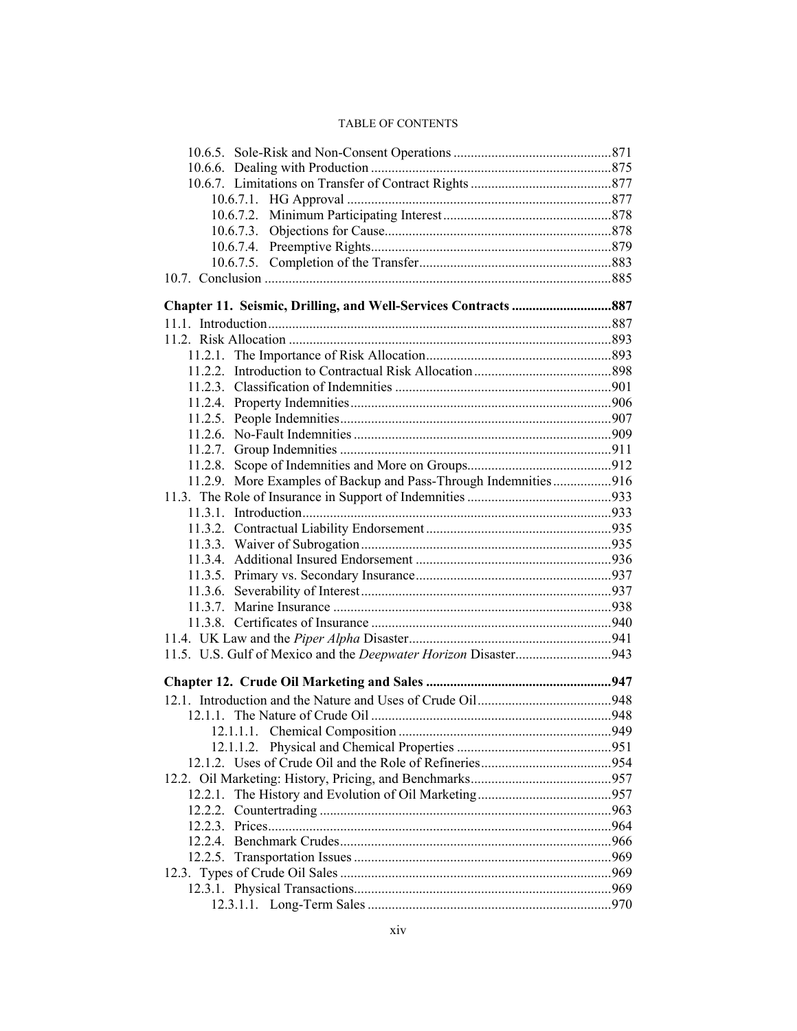10.6.5. Sole-Risk and Non-Consent Operations ............................................. 871
10.6.6. Dealing with Production ..................................................................... 875
10.6.7. Limitations on Transfer of Contract Rights ......................................... 877
10.6.7.1. HG Approval ............................................................................ 877
10.6.7.2. Minimum Participating Interest ................................................ 878
10.6.7.3. Objections for Cause ................................................................. 878
10.6.7.4. Preemptive Rights ..................................................................... 879
10.6.7.5. Completion of the Transfer ....................................................... 883
10.7. Conclusion .................................................................................................. 885

**Chapter 11. Seismic, Drilling, and Well-Services Contracts ............................ 887**

11.1. Introduction .................................................................................................. 887
11.2. Risk Allocation ............................................................................................ 893
11.2.1. The Importance of Risk Allocation ..................................................... 893
11.2.2. Introduction to Contractual Risk Allocation ........................................ 898
11.2.3. Classification of Indemnities .............................................................. 901
11.2.4. Property Indemnities ........................................................................... 906
11.2.5. People Indemnities .............................................................................. 907
11.2.6. No-Fault Indemnities .......................................................................... 909
11.2.7. Group Indemnities .............................................................................. 911
11.2.8. Scope of Indemnities and More on Groups ......................................... 912
11.2.9. More Examples of Backup and Pass-Through Indemnities ................ 916
11.3. The Role of Insurance in Support of Indemnities ......................................... 933
11.3.1. Introduction ......................................................................................... 933
11.3.2. Contractual Liability Endorsement ..................................................... 935
11.3.3. Waiver of Subrogation ........................................................................ 935
11.3.4. Additional Insured Endorsement ........................................................ 936
11.3.5. Primary vs. Secondary Insurance ........................................................ 937
11.3.6. Severability of Interest ........................................................................ 937
11.3.7. Marine Insurance ................................................................................ 938
11.3.8. Certificates of Insurance ..................................................................... 940
11.4. UK Law and the *Piper Alpha* Disaster .......................................................... 941
11.5. U.S. Gulf of Mexico and the *Deepwater Horizon* Disaster ........................... 943

**Chapter 12. Crude Oil Marketing and Sales ..................................................... 947**

12.1. Introduction and the Nature and Uses of Crude Oil ...................................... 948
12.1.1. The Nature of Crude Oil ..................................................................... 948
12.1.1.1. Chemical Composition ............................................................. 949
12.1.1.2. Physical and Chemical Properties ............................................ 951
12.1.2. Uses of Crude Oil and the Role of Refineries ..................................... 954
12.2. Oil Marketing: History, Pricing, and Benchmarks ........................................ 957
12.2.1. The History and Evolution of Oil Marketing ...................................... 957
12.2.2. Countertrading .................................................................................... 963
12.2.3. Prices .................................................................................................. 964
12.2.4. Benchmark Crudes .............................................................................. 966
12.2.5. Transportation Issues .......................................................................... 969
12.3. Types of Crude Oil Sales .............................................................................. 969
12.3.1. Physical Transactions .......................................................................... 969
12.3.1.1. Long-Term Sales ...................................................................... 970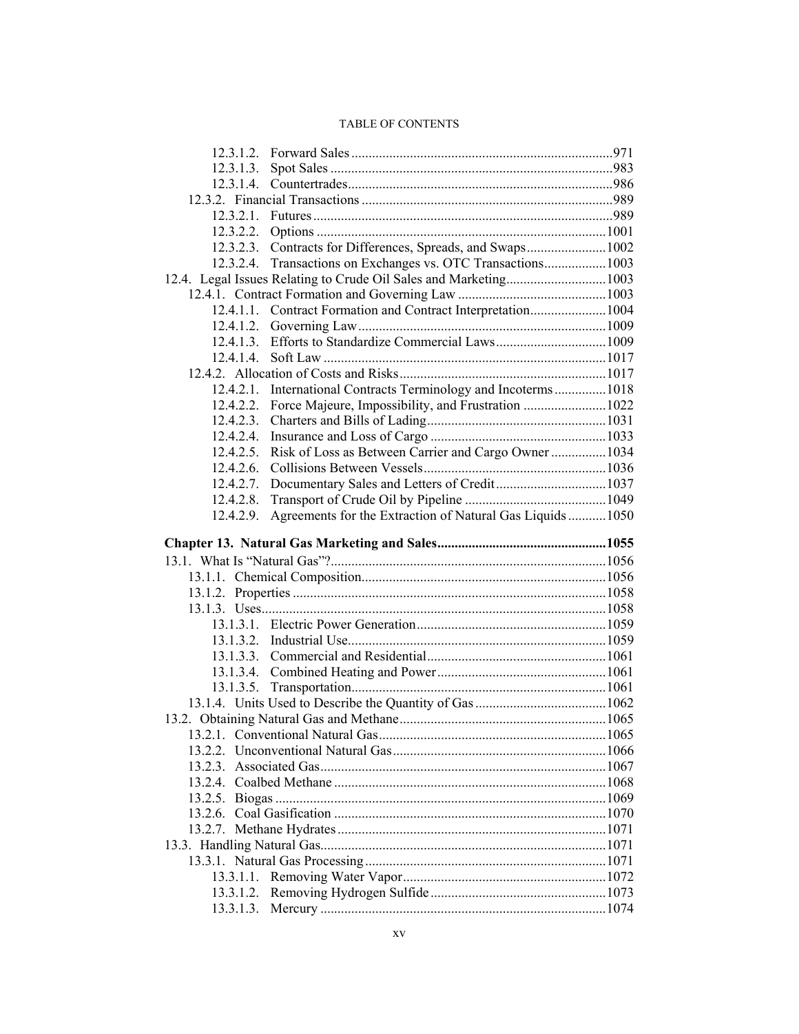TABLE OF CONTENTS

12.3.1.2. Forward Sales ........................................................................ 971
12.3.1.3. Spot Sales ............................................................................. 983
12.3.1.4. Countertrades ........................................................................ 986
12.3.2. Financial Transactions ........................................................................ 989
12.3.2.1. Futures .................................................................................. 989
12.3.2.2. Options ................................................................................ 1001
12.3.2.3. Contracts for Differences, Spreads, and Swaps ....................... 1002
12.3.2.4. Transactions on Exchanges vs. OTC Transactions .................. 1003
12.4. Legal Issues Relating to Crude Oil Sales and Marketing ............................ 1003
12.4.1. Contract Formation and Governing Law ........................................... 1003
12.4.1.1. Contract Formation and Contract Interpretation ..................... 1004
12.4.1.2. Governing Law ..................................................................... 1009
12.4.1.3. Efforts to Standardize Commercial Laws ................................ 1009
12.4.1.4. Soft Law ............................................................................... 1017
12.4.2. Allocation of Costs and Risks ........................................................... 1017
12.4.2.1. International Contracts Terminology and Incoterms ............... 1018
12.4.2.2. Force Majeure, Impossibility, and Frustration ........................ 1022
12.4.2.3. Charters and Bills of Lading .................................................. 1031
12.4.2.4. Insurance and Loss of Cargo ................................................. 1033
12.4.2.5. Risk of Loss as Between Carrier and Cargo Owner ................ 1034
12.4.2.6. Collisions Between Vessels .................................................... 1036
12.4.2.7. Documentary Sales and Letters of Credit ................................ 1037
12.4.2.8. Transport of Crude Oil by Pipeline ......................................... 1049
12.4.2.9. Agreements for the Extraction of Natural Gas Liquids ........... 1050

**Chapter 13. Natural Gas Marketing and Sales ............................................... 1055**

13.1. What Is "Natural Gas"? ............................................................................ 1056
13.1.1. Chemical Composition ...................................................................... 1056
13.1.2. Properties ......................................................................................... 1058
13.1.3. Uses .................................................................................................. 1058
13.1.3.1. Electric Power Generation ..................................................... 1059
13.1.3.2. Industrial Use ........................................................................ 1059
13.1.3.3. Commercial and Residential ................................................... 1061
13.1.3.4. Combined Heating and Power ................................................ 1061
13.1.3.5. Transportation ....................................................................... 1061
13.1.4. Units Used to Describe the Quantity of Gas ...................................... 1062
13.2. Obtaining Natural Gas and Methane ......................................................... 1065
13.2.1. Conventional Natural Gas ................................................................. 1065
13.2.2. Unconventional Natural Gas ............................................................. 1066
13.2.3. Associated Gas ................................................................................. 1067
13.2.4. Coalbed Methane .............................................................................. 1068
13.2.5. Biogas ............................................................................................... 1069
13.2.6. Coal Gasification .............................................................................. 1070
13.2.7. Methane Hydrates ............................................................................. 1071
13.3. Handling Natural Gas ................................................................................ 1071
13.3.1. Natural Gas Processing ..................................................................... 1071
13.3.1.1. Removing Water Vapor .......................................................... 1072
13.3.1.2. Removing Hydrogen Sulfide ................................................... 1073
13.3.1.3. Mercury ................................................................................. 1074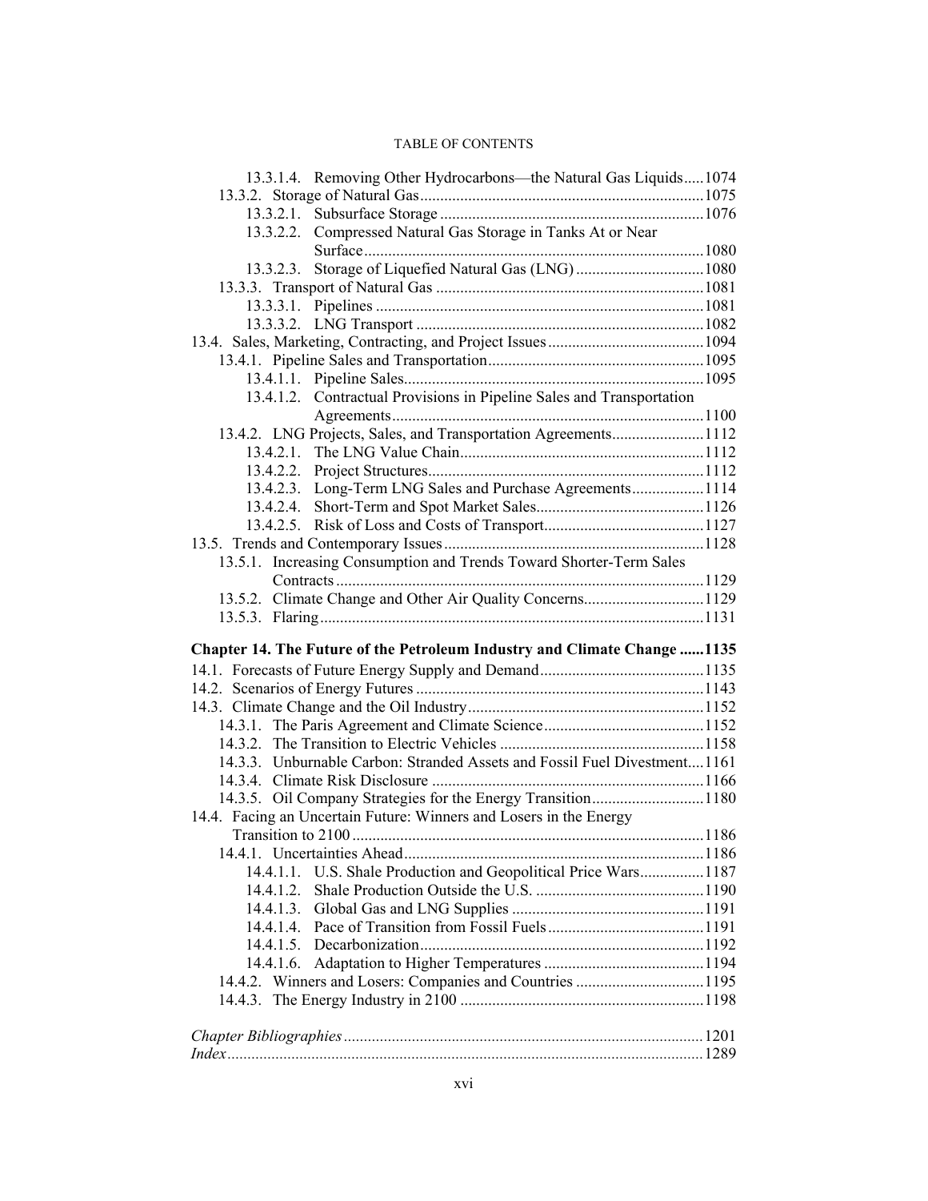13.3.1.4. Removing Other Hydrocarbons—the Natural Gas Liquids.....1074
13.3.2. Storage of Natural Gas.......................................................................1075
13.3.2.1. Subsurface Storage..................................................................1076
13.3.2.2. Compressed Natural Gas Storage in Tanks At or Near Surface.....................................................................................1080
13.3.2.3. Storage of Liquefied Natural Gas (LNG)................................1080
13.3.3. Transport of Natural Gas...................................................................1081
13.3.3.1. Pipelines..................................................................................1081
13.3.3.2. LNG Transport........................................................................1082
13.4. Sales, Marketing, Contracting, and Project Issues........................................1094
13.4.1. Pipeline Sales and Transportation......................................................1095
13.4.1.1. Pipeline Sales...........................................................................1095
13.4.1.2. Contractual Provisions in Pipeline Sales and Transportation Agreements..............................................................................1100
13.4.2. LNG Projects, Sales, and Transportation Agreements.......................1112
13.4.2.1. The LNG Value Chain.............................................................1112
13.4.2.2. Project Structures.....................................................................1112
13.4.2.3. Long-Term LNG Sales and Purchase Agreements..................1114
13.4.2.4. Short-Term and Spot Market Sales..........................................1126
13.4.2.5. Risk of Loss and Costs of Transport........................................1127
13.5. Trends and Contemporary Issues.................................................................1128
13.5.1. Increasing Consumption and Trends Toward Shorter-Term Sales Contracts............................................................................................1129
13.5.2. Climate Change and Other Air Quality Concerns..............................1129
13.5.3. Flaring................................................................................................1131

**Chapter 14. The Future of the Petroleum Industry and Climate Change ......1135**

14.1. Forecasts of Future Energy Supply and Demand.........................................1135
14.2. Scenarios of Energy Futures........................................................................1143
14.3. Climate Change and the Oil Industry...........................................................1152
14.3.1. The Paris Agreement and Climate Science........................................1152
14.3.2. The Transition to Electric Vehicles...................................................1158
14.3.3. Unburnable Carbon: Stranded Assets and Fossil Fuel Divestment....1161
14.3.4. Climate Risk Disclosure....................................................................1166
14.3.5. Oil Company Strategies for the Energy Transition............................1180
14.4. Facing an Uncertain Future: Winners and Losers in the Energy Transition to 2100........................................................................................1186
14.4.1. Uncertainties Ahead...........................................................................1186
14.4.1.1. U.S. Shale Production and Geopolitical Price Wars................1187
14.4.1.2. Shale Production Outside the U.S. ..........................................1190
14.4.1.3. Global Gas and LNG Supplies................................................1191
14.4.1.4. Pace of Transition from Fossil Fuels.......................................1191
14.4.1.5. Decarbonization.......................................................................1192
14.4.1.6. Adaptation to Higher Temperatures........................................1194
14.4.2. Winners and Losers: Companies and Countries................................1195
14.4.3. The Energy Industry in 2100.............................................................1198

*Chapter Bibliographies*..........................................................................................1201
*Index*......................................................................................................................1289